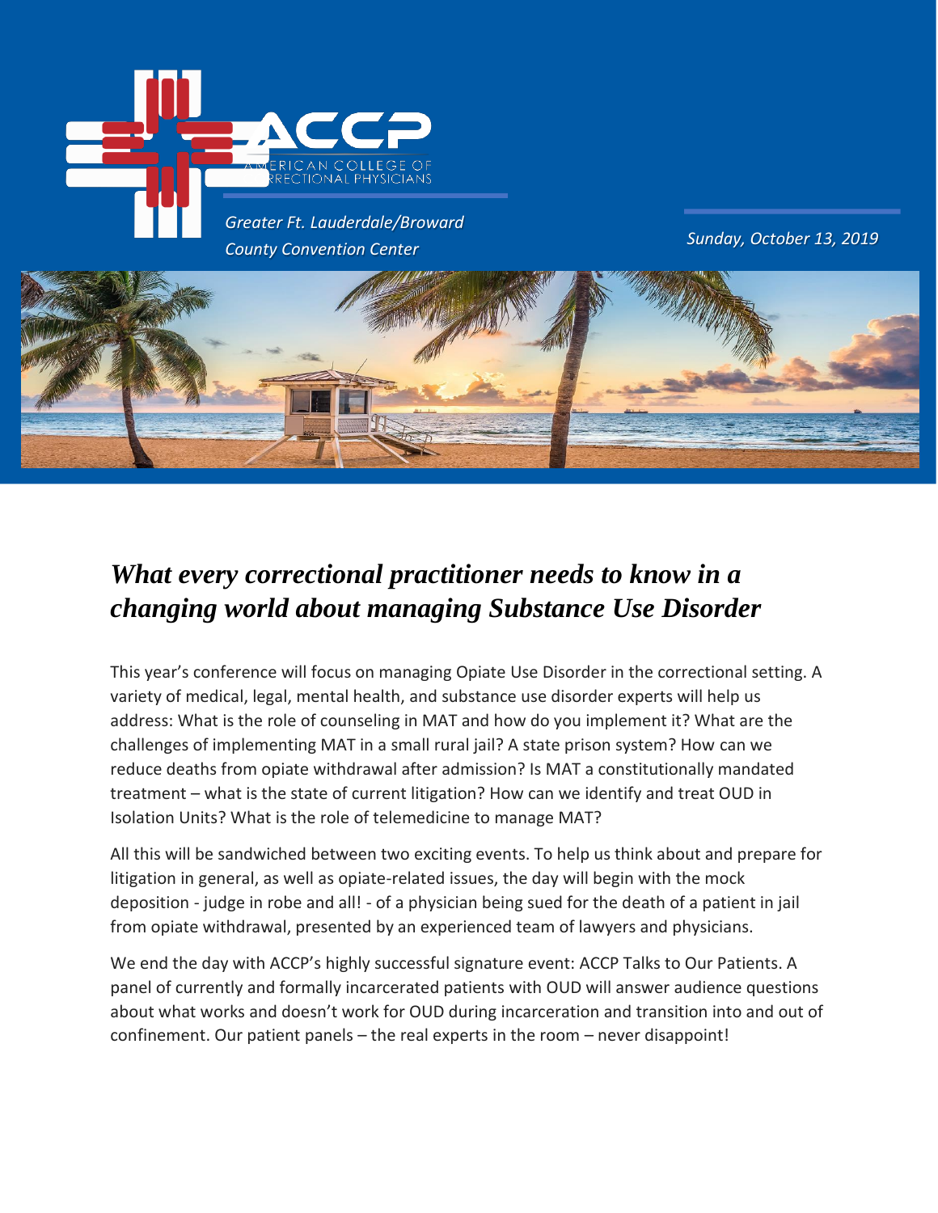ACCP

AMERICAN COLLEGE OF CORRECTIONAL PHYSICIANS

*Greater Ft. Lauderdale/Broward County Convention Center*

*Sunday, October 13, 2019*

# *What every correctional practitioner needs to know in a changing world about managing Substance Use Disorder*

This year's conference will focus on managing Opiate Use Disorder in the correctional setting. A variety of medical, legal, mental health, and substance use disorder experts will help us address: What is the role of counseling in MAT and how do you implement it? What are the challenges of implementing MAT in a small rural jail? A state prison system? How can we reduce deaths from opiate withdrawal after admission? Is MAT a constitutionally mandated treatment – what is the state of current litigation? How can we identify and treat OUD in Isolation Units? What is the role of telemedicine to manage MAT?

All this will be sandwiched between two exciting events. To help us think about and prepare for litigation in general, as well as opiate-related issues, the day will begin with the mock deposition - judge in robe and all! - of a physician being sued for the death of a patient in jail from opiate withdrawal, presented by an experienced team of lawyers and physicians.

We end the day with ACCP's highly successful signature event: ACCP Talks to Our Patients. A panel of currently and formally incarcerated patients with OUD will answer audience questions about what works and doesn't work for OUD during incarceration and transition into and out of confinement. Our patient panels – the real experts in the room – never disappoint!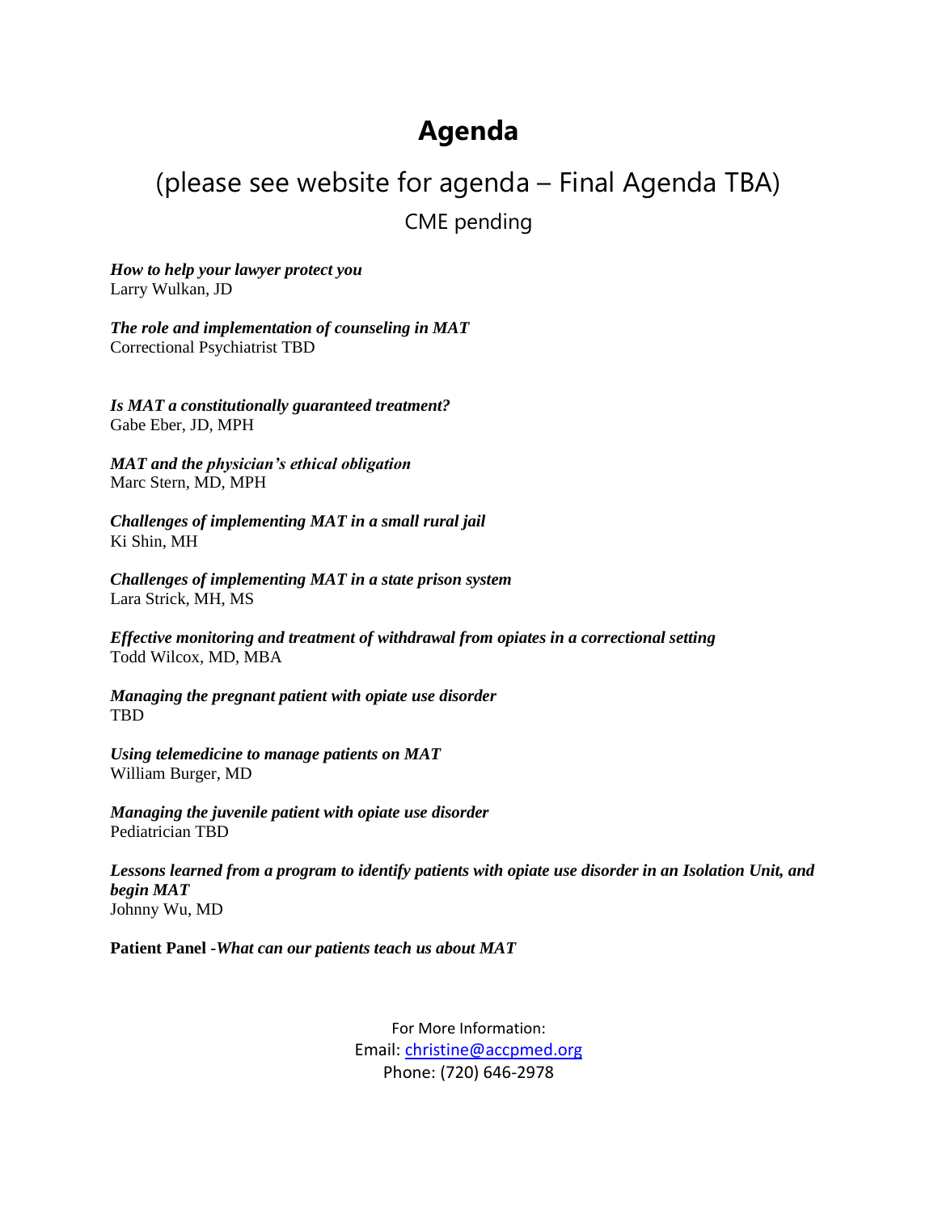# Agenda

## (please see website for agenda – Final Agenda TBA)

CME pending

***How to help your lawyer protect you***
Larry Wulkan, JD

***The role and implementation of counseling in MAT***
Correctional Psychiatrist TBD

***Is MAT a constitutionally guaranteed treatment?***
Gabe Eber, JD, MPH

***MAT and the physician's ethical obligation***
Marc Stern, MD, MPH

***Challenges of implementing MAT in a small rural jail***
Ki Shin, MH

***Challenges of implementing MAT in a state prison system***
Lara Strick, MH, MS

***Effective monitoring and treatment of withdrawal from opiates in a correctional setting***
Todd Wilcox, MD, MBA

***Managing the pregnant patient with opiate use disorder***
TBD

***Using telemedicine to manage patients on MAT***
William Burger, MD

***Managing the juvenile patient with opiate use disorder***
Pediatrician TBD

***Lessons learned from a program to identify patients with opiate use disorder in an Isolation Unit, and begin MAT***
Johnny Wu, MD

**Patient Panel -*What can our patients teach us about MAT***

For More Information:
Email: christine@accpmed.org
Phone: (720) 646-2978